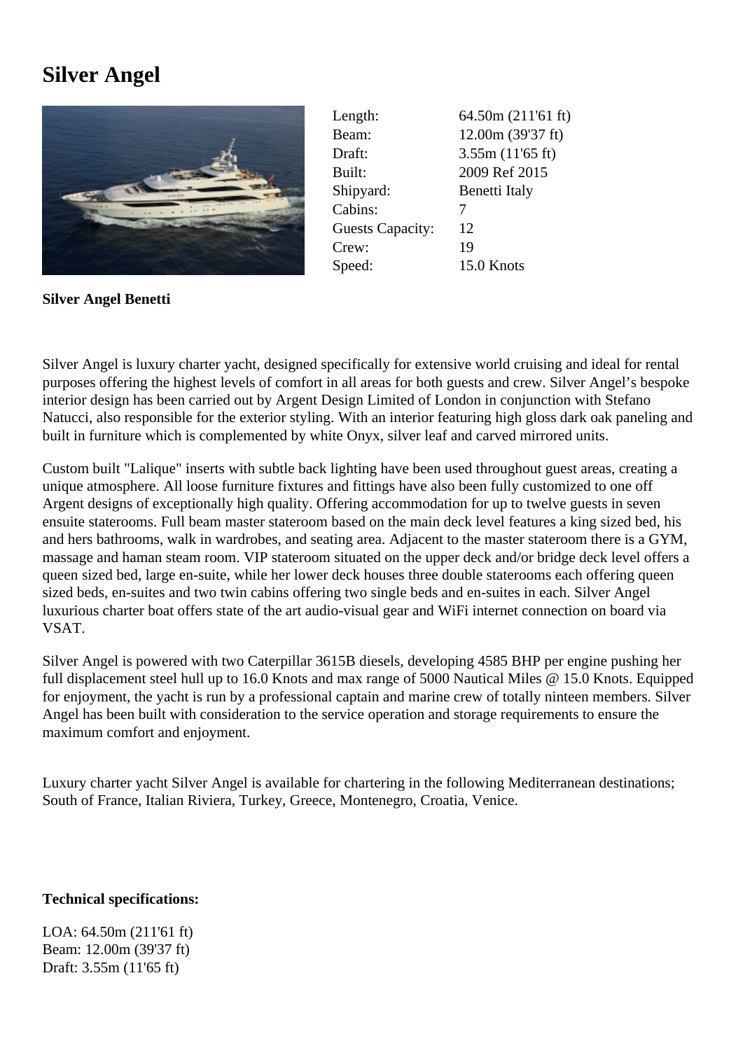# Silver Angel

| | |
|---|---|
| Length: | 64.50m (211'61 ft) |
| Beam: | 12.00m (39'37 ft) |
| Draft: | 3.55m (11'65 ft) |
| Built: | 2009 Ref 2015 |
| Shipyard: | Benetti Italy |
| Cabins: | 7 |
| Guests Capacity: | 12 |
| Crew: | 19 |
| Speed: | 15.0 Knots |

**Silver Angel Benetti**

Silver Angel is luxury charter yacht, designed specifically for extensive world cruising and ideal for rental purposes offering the highest levels of comfort in all areas for both guests and crew. Silver Angel's bespoke interior design has been carried out by Argent Design Limited of London in conjunction with Stefano Natucci, also responsible for the exterior styling. With an interior featuring high gloss dark oak paneling and built in furniture which is complemented by white Onyx, silver leaf and carved mirrored units.

Custom built "Lalique" inserts with subtle back lighting have been used throughout guest areas, creating a unique atmosphere. All loose furniture fixtures and fittings have also been fully customized to one off Argent designs of exceptionally high quality. Offering accommodation for up to twelve guests in seven ensuite staterooms. Full beam master stateroom based on the main deck level features a king sized bed, his and hers bathrooms, walk in wardrobes, and seating area. Adjacent to the master stateroom there is a GYM, massage and haman steam room. VIP stateroom situated on the upper deck and/or bridge deck level offers a queen sized bed, large en-suite, while her lower deck houses three double staterooms each offering queen sized beds, en-suites and two twin cabins offering two single beds and en-suites in each. Silver Angel luxurious charter boat offers state of the art audio-visual gear and WiFi internet connection on board via VSAT.

Silver Angel is powered with two Caterpillar 3615B diesels, developing 4585 BHP per engine pushing her full displacement steel hull up to 16.0 Knots and max range of 5000 Nautical Miles @ 15.0 Knots. Equipped for enjoyment, the yacht is run by a professional captain and marine crew of totally ninteen members. Silver Angel has been built with consideration to the service operation and storage requirements to ensure the maximum comfort and enjoyment.

Luxury charter yacht Silver Angel is available for chartering in the following Mediterranean destinations; South of France, Italian Riviera, Turkey, Greece, Montenegro, Croatia, Venice.

**Technical specifications:**

LOA: 64.50m (211'61 ft)
Beam: 12.00m (39'37 ft)
Draft: 3.55m (11'65 ft)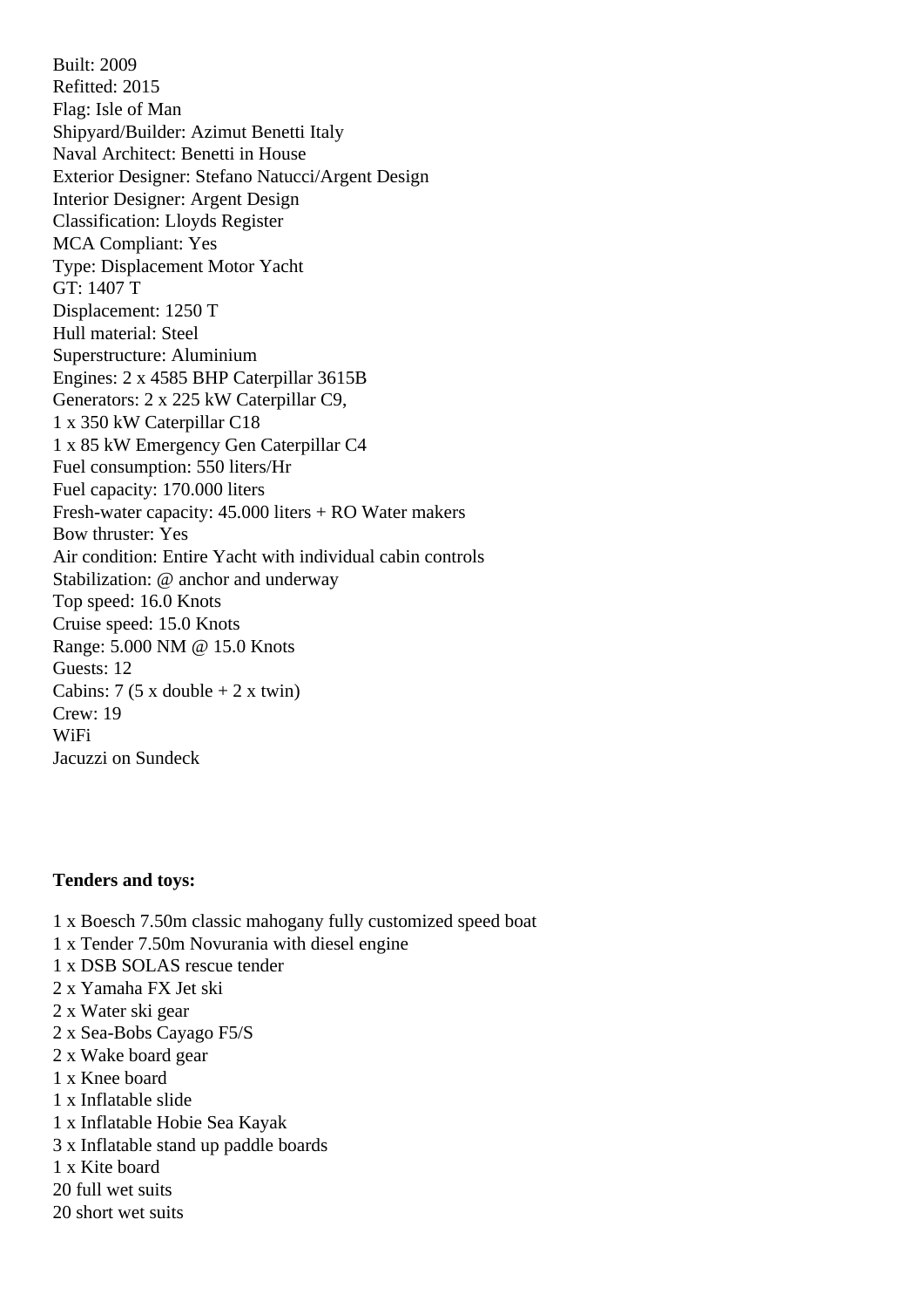Built: 2009
Refitted: 2015
Flag: Isle of Man
Shipyard/Builder: Azimut Benetti Italy
Naval Architect: Benetti in House
Exterior Designer: Stefano Natucci/Argent Design
Interior Designer: Argent Design
Classification: Lloyds Register
MCA Compliant: Yes
Type: Displacement Motor Yacht
GT: 1407 T
Displacement: 1250 T
Hull material: Steel
Superstructure: Aluminium
Engines: 2 x 4585 BHP Caterpillar 3615B
Generators: 2 x 225 kW Caterpillar C9,
1 x 350 kW Caterpillar C18
1 x 85 kW Emergency Gen Caterpillar C4
Fuel consumption: 550 liters/Hr
Fuel capacity: 170.000 liters
Fresh-water capacity: 45.000 liters + RO Water makers
Bow thruster: Yes
Air condition: Entire Yacht with individual cabin controls
Stabilization: @ anchor and underway
Top speed: 16.0 Knots
Cruise speed: 15.0 Knots
Range: 5.000 NM @ 15.0 Knots
Guests: 12
Cabins: 7 (5 x double + 2 x twin)
Crew: 19
WiFi
Jacuzzi on Sundeck

**Tenders and toys:**

1 x Boesch 7.50m classic mahogany fully customized speed boat
1 x Tender 7.50m Novurania with diesel engine
1 x DSB SOLAS rescue tender
2 x Yamaha FX Jet ski
2 x Water ski gear
2 x Sea-Bobs Cayago F5/S
2 x Wake board gear
1 x Knee board
1 x Inflatable slide
1 x Inflatable Hobie Sea Kayak
3 x Inflatable stand up paddle boards
1 x Kite board
20 full wet suits
20 short wet suits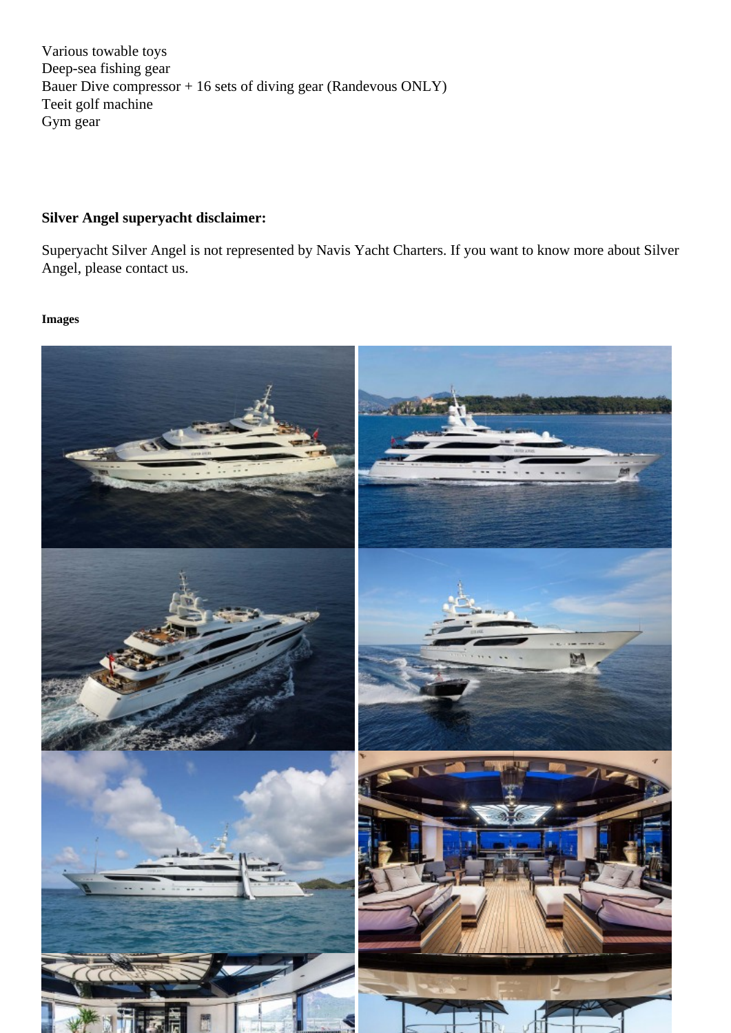Various towable toys
Deep-sea fishing gear
Bauer Dive compressor + 16 sets of diving gear (Randevous ONLY)
Teeit golf machine
Gym gear

**Silver Angel superyacht disclaimer:**

Superyacht Silver Angel is not represented by Navis Yacht Charters. If you want to know more about Silver Angel, please contact us.

**Images**